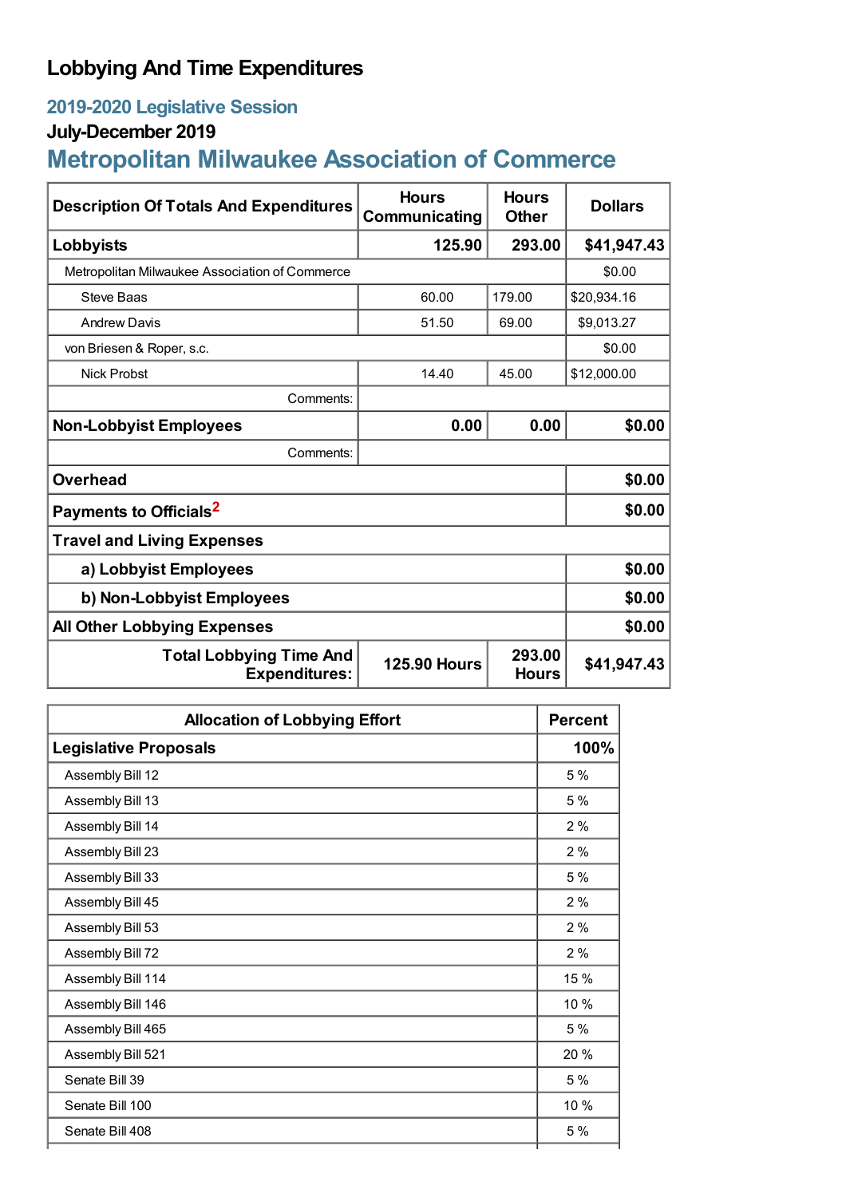# Lobbying And Time Expenditures

## 2019-2020 Legislative Session

### July-December 2019

## Metropolitan Milwaukee Association of Commerce

| Description Of Totals And Expenditures | Hours Communicating | Hours Other | Dollars |
|---|---|---|---|
| **Lobbyists** | **125.90** | **293.00** | **$41,947.43** |
| Metropolitan Milwaukee Association of Commerce | | | $0.00 |
| Steve Baas | 60.00 | 179.00 | $20,934.16 |
| Andrew Davis | 51.50 | 69.00 | $9,013.27 |
| von Briesen & Roper, s.c. | | | $0.00 |
| Nick Probst | 14.40 | 45.00 | $12,000.00 |
| Comments: | | | |
| **Non-Lobbyist Employees** | **0.00** | **0.00** | **$0.00** |
| Comments: | | | |
| **Overhead** | | | **$0.00** |
| **Payments to Officials**[2] | | | **$0.00** |
| **Travel and Living Expenses** | | | |
| **a) Lobbyist Employees** | | | **$0.00** |
| **b) Non-Lobbyist Employees** | | | **$0.00** |
| **All Other Lobbying Expenses** | | | **$0.00** |
| **Total Lobbying Time And Expenditures:** | **125.90 Hours** | **293.00 Hours** | **$41,947.43** |

| Allocation of Lobbying Effort | Percent |
|---|---|
| **Legislative Proposals** | **100%** |
| Assembly Bill 12 | 5 % |
| Assembly Bill 13 | 5 % |
| Assembly Bill 14 | 2 % |
| Assembly Bill 23 | 2 % |
| Assembly Bill 33 | 5 % |
| Assembly Bill 45 | 2 % |
| Assembly Bill 53 | 2 % |
| Assembly Bill 72 | 2 % |
| Assembly Bill 114 | 15 % |
| Assembly Bill 146 | 10 % |
| Assembly Bill 465 | 5 % |
| Assembly Bill 521 | 20 % |
| Senate Bill 39 | 5 % |
| Senate Bill 100 | 10 % |
| Senate Bill 408 | 5 % |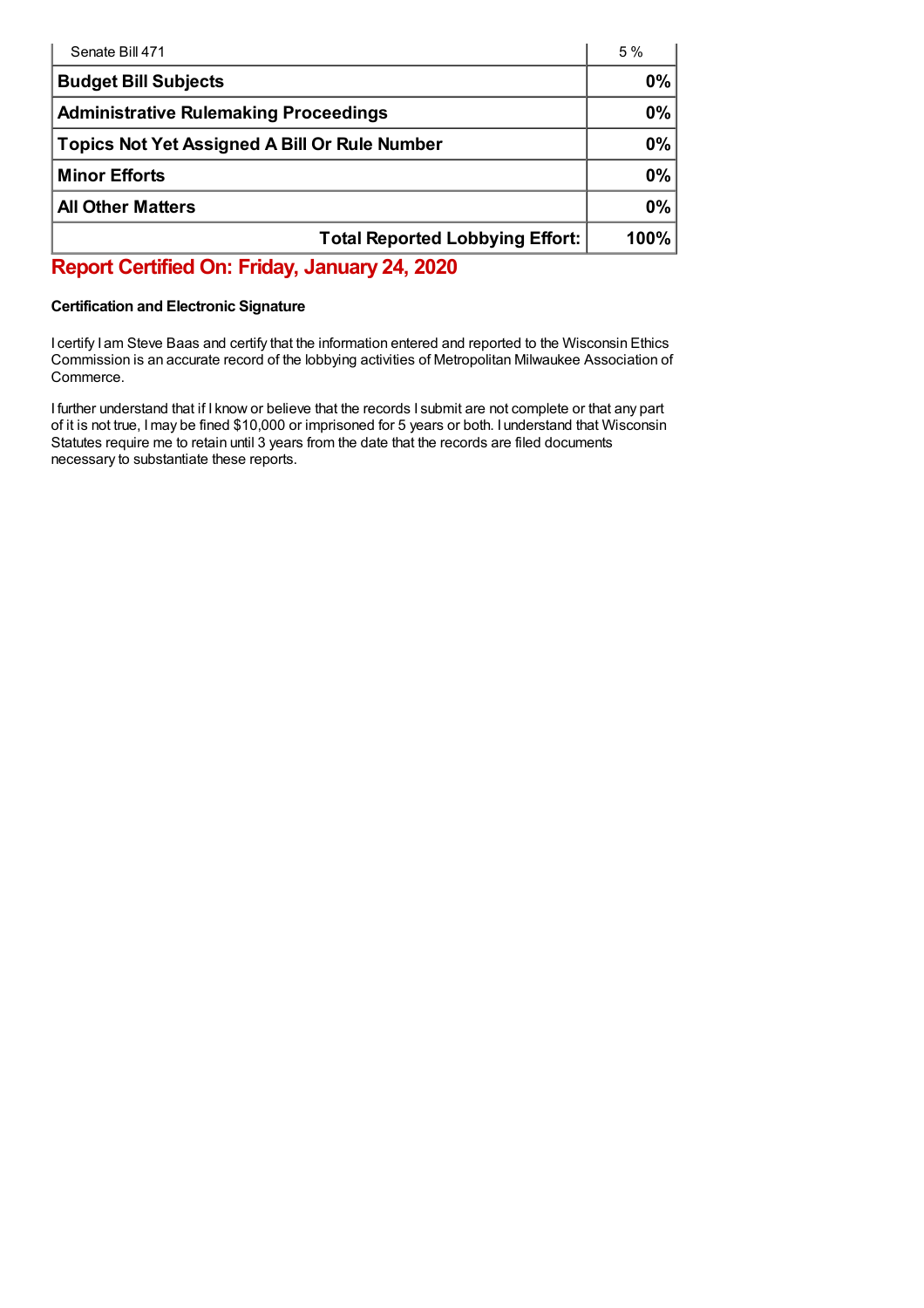| | |
|---|---|
| Senate Bill 471 | 5 % |
| **Budget Bill Subjects** | **0%** |
| **Administrative Rulemaking Proceedings** | **0%** |
| **Topics Not Yet Assigned A Bill Or Rule Number** | **0%** |
| **Minor Efforts** | **0%** |
| **All Other Matters** | **0%** |
| **Total Reported Lobbying Effort:** | **100%** |

## Report Certified On: Friday, January 24, 2020

**Certification and Electronic Signature**

I certify I am Steve Baas and certify that the information entered and reported to the Wisconsin Ethics Commission is an accurate record of the lobbying activities of Metropolitan Milwaukee Association of Commerce.

I further understand that if I know or believe that the records I submit are not complete or that any part of it is not true, I may be fined $10,000 or imprisoned for 5 years or both. I understand that Wisconsin Statutes require me to retain until 3 years from the date that the records are filed documents necessary to substantiate these reports.